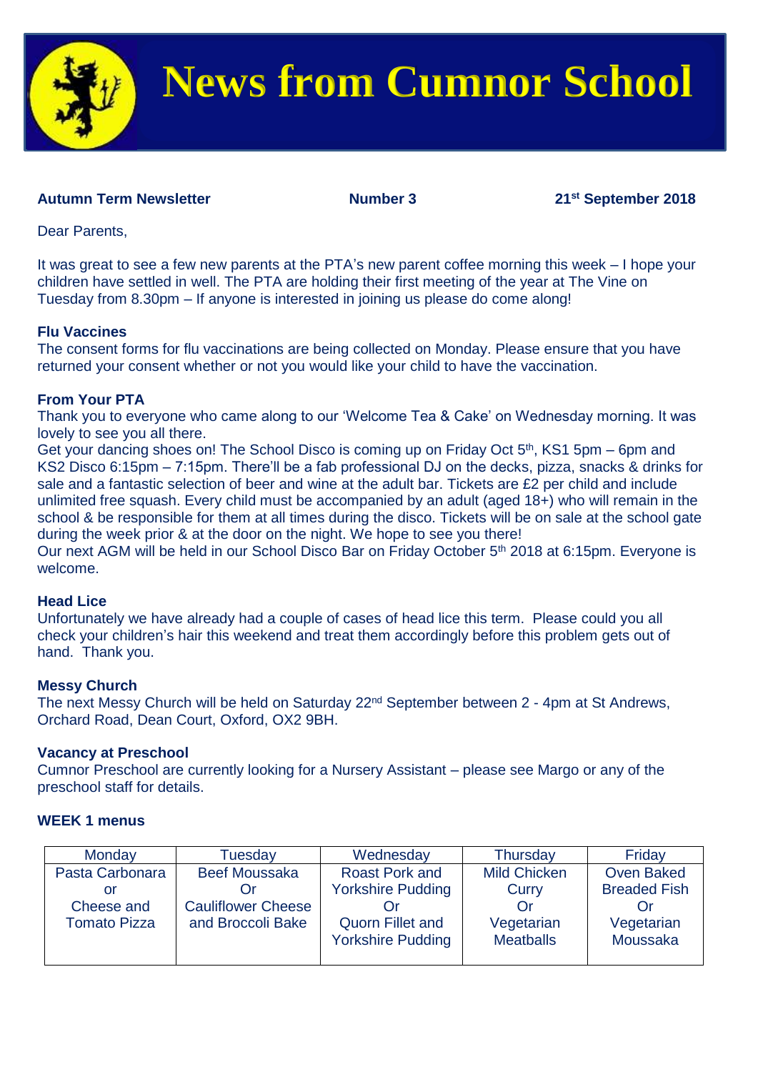# News from Cumnor School

**Autumn Term Newsletter** **Number 3** **21st September 2018**

Dear Parents,

It was great to see a few new parents at the PTA's new parent coffee morning this week – I hope your children have settled in well. The PTA are holding their first meeting of the year at The Vine on Tuesday from 8.30pm – If anyone is interested in joining us please do come along!

**Flu Vaccines**
The consent forms for flu vaccinations are being collected on Monday. Please ensure that you have returned your consent whether or not you would like your child to have the vaccination.

**From Your PTA**
Thank you to everyone who came along to our 'Welcome Tea & Cake' on Wednesday morning. It was lovely to see you all there.
Get your dancing shoes on! The School Disco is coming up on Friday Oct 5th, KS1 5pm – 6pm and KS2 Disco 6:15pm – 7:15pm. There'll be a fab professional DJ on the decks, pizza, snacks & drinks for sale and a fantastic selection of beer and wine at the adult bar. Tickets are £2 per child and include unlimited free squash. Every child must be accompanied by an adult (aged 18+) who will remain in the school & be responsible for them at all times during the disco. Tickets will be on sale at the school gate during the week prior & at the door on the night. We hope to see you there!
Our next AGM will be held in our School Disco Bar on Friday October 5th 2018 at 6:15pm. Everyone is welcome.

**Head Lice**
Unfortunately we have already had a couple of cases of head lice this term. Please could you all check your children's hair this weekend and treat them accordingly before this problem gets out of hand. Thank you.

**Messy Church**
The next Messy Church will be held on Saturday 22nd September between 2 - 4pm at St Andrews, Orchard Road, Dean Court, Oxford, OX2 9BH.

**Vacancy at Preschool**
Cumnor Preschool are currently looking for a Nursery Assistant – please see Margo or any of the preschool staff for details.

**WEEK 1 menus**

| Monday | Tuesday | Wednesday | Thursday | Friday |
|---|---|---|---|---|
| Pasta Carbonara or Cheese and Tomato Pizza | Beef Moussaka Or Cauliflower Cheese and Broccoli Bake | Roast Pork and Yorkshire Pudding Or Quorn Fillet and Yorkshire Pudding | Mild Chicken Curry Or Vegetarian Meatballs | Oven Baked Breaded Fish Or Vegetarian Moussaka |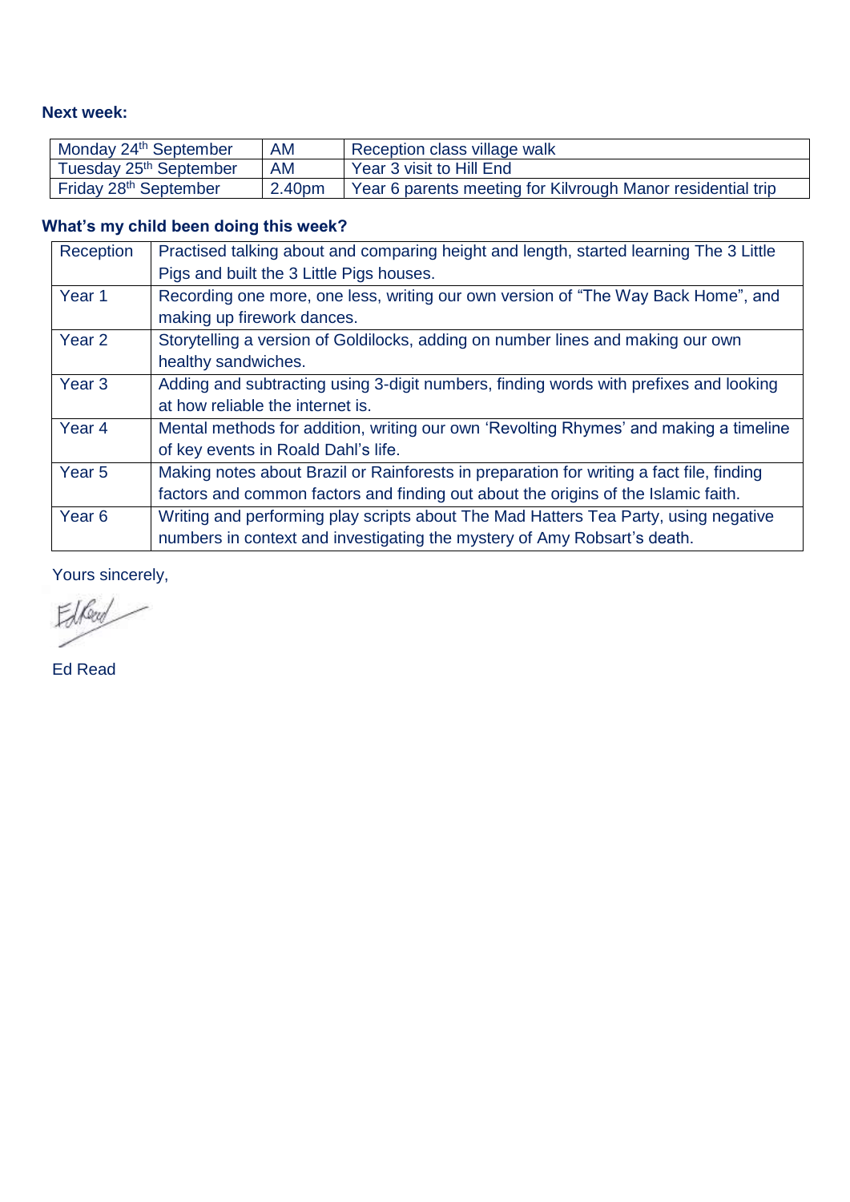**Next week:**

| | | |
|---|---|---|
| Monday 24th September | AM | Reception class village walk |
| Tuesday 25th September | AM | Year 3 visit to Hill End |
| Friday 28th September | 2.40pm | Year 6 parents meeting for Kilvrough Manor residential trip |

**What's my child been doing this week?**

| | |
|---|---|
| Reception | Practised talking about and comparing height and length, started learning The 3 Little Pigs and built the 3 Little Pigs houses. |
| Year 1 | Recording one more, one less, writing our own version of "The Way Back Home", and making up firework dances. |
| Year 2 | Storytelling a version of Goldilocks, adding on number lines and making our own healthy sandwiches. |
| Year 3 | Adding and subtracting using 3-digit numbers, finding words with prefixes and looking at how reliable the internet is. |
| Year 4 | Mental methods for addition, writing our own 'Revolting Rhymes' and making a timeline of key events in Roald Dahl's life. |
| Year 5 | Making notes about Brazil or Rainforests in preparation for writing a fact file, finding factors and common factors and finding out about the origins of the Islamic faith. |
| Year 6 | Writing and performing play scripts about The Mad Hatters Tea Party, using negative numbers in context and investigating the mystery of Amy Robsart's death. |

Yours sincerely,

Ed Read